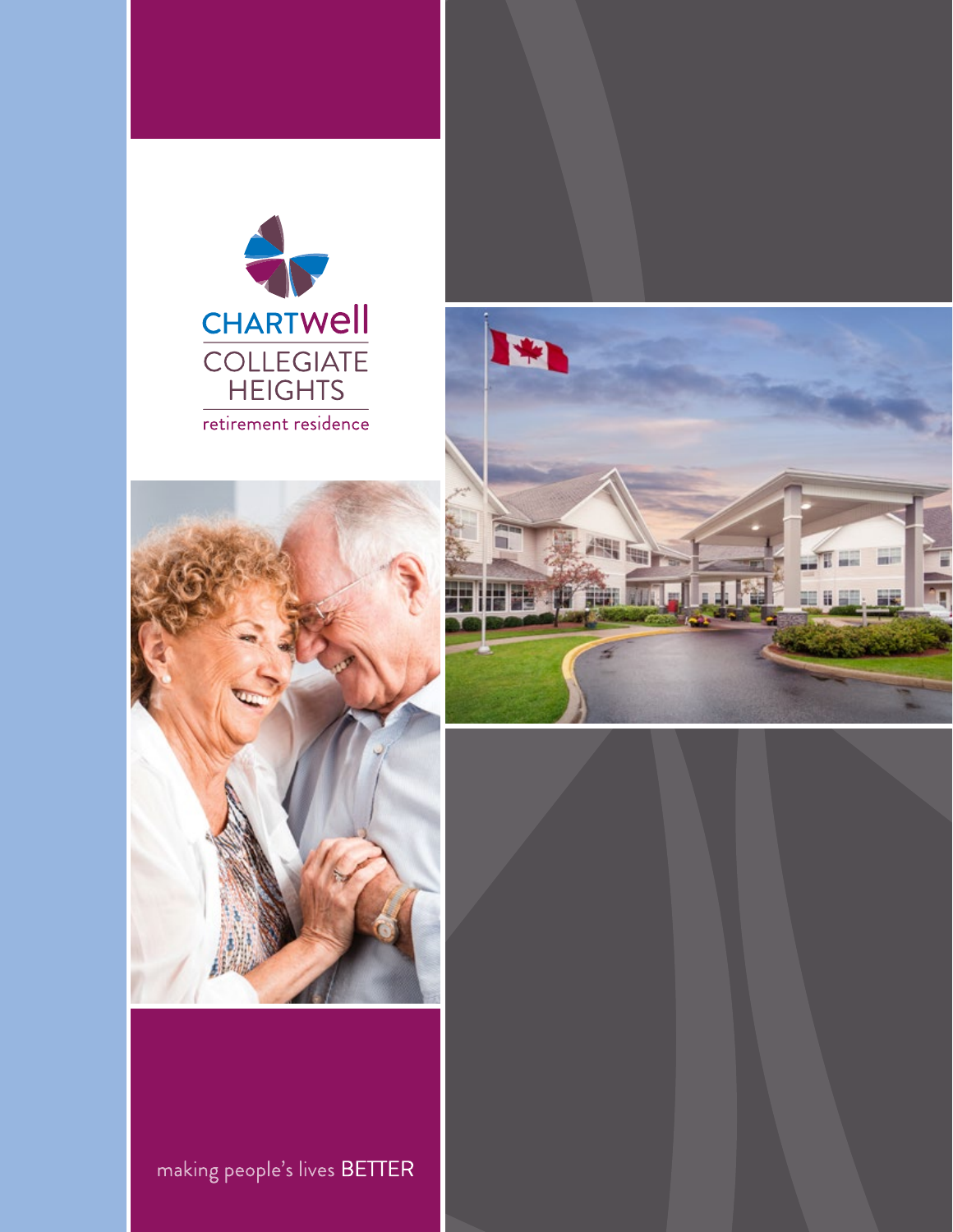CHARTWell

# COLLEGIATE HEIGHTS

retirement residence

making people's lives BETTER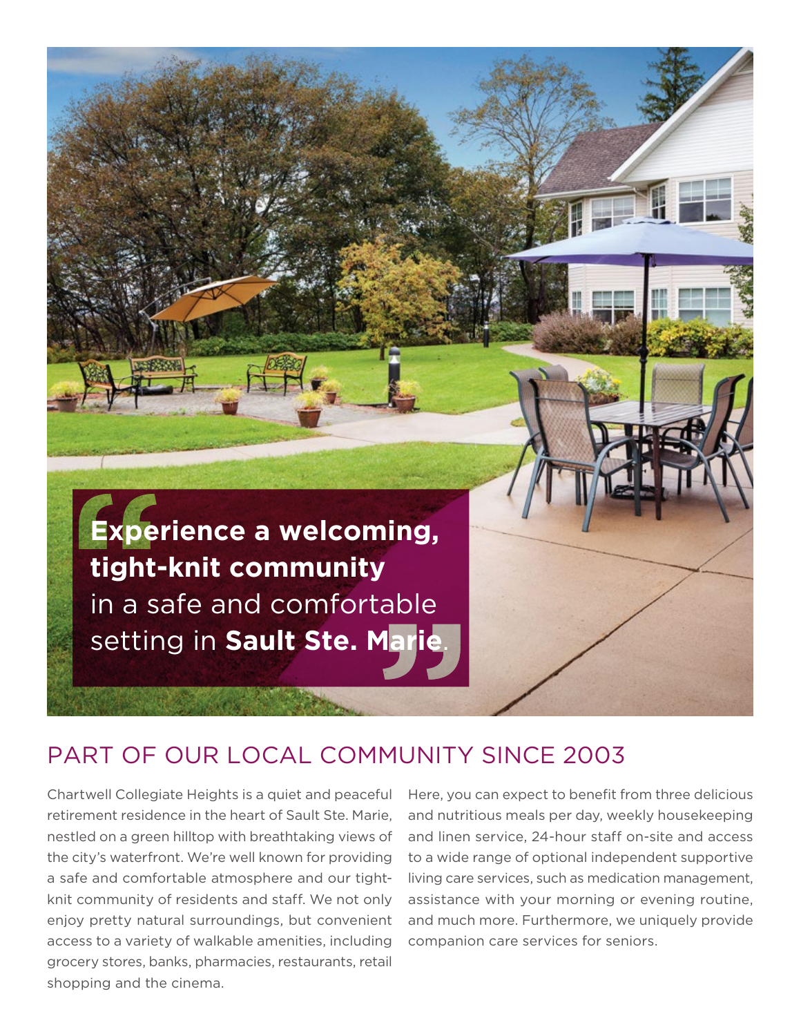> **Experience a welcoming, tight-knit community** in a safe and comfortable setting in **Sault Ste. Marie**.

## PART OF OUR LOCAL COMMUNITY SINCE 2003

Chartwell Collegiate Heights is a quiet and peaceful retirement residence in the heart of Sault Ste. Marie, nestled on a green hilltop with breathtaking views of the city's waterfront. We're well known for providing a safe and comfortable atmosphere and our tight-knit community of residents and staff. We not only enjoy pretty natural surroundings, but convenient access to a variety of walkable amenities, including grocery stores, banks, pharmacies, restaurants, retail shopping and the cinema.

Here, you can expect to benefit from three delicious and nutritious meals per day, weekly housekeeping and linen service, 24-hour staff on-site and access to a wide range of optional independent supportive living care services, such as medication management, assistance with your morning or evening routine, and much more. Furthermore, we uniquely provide companion care services for seniors.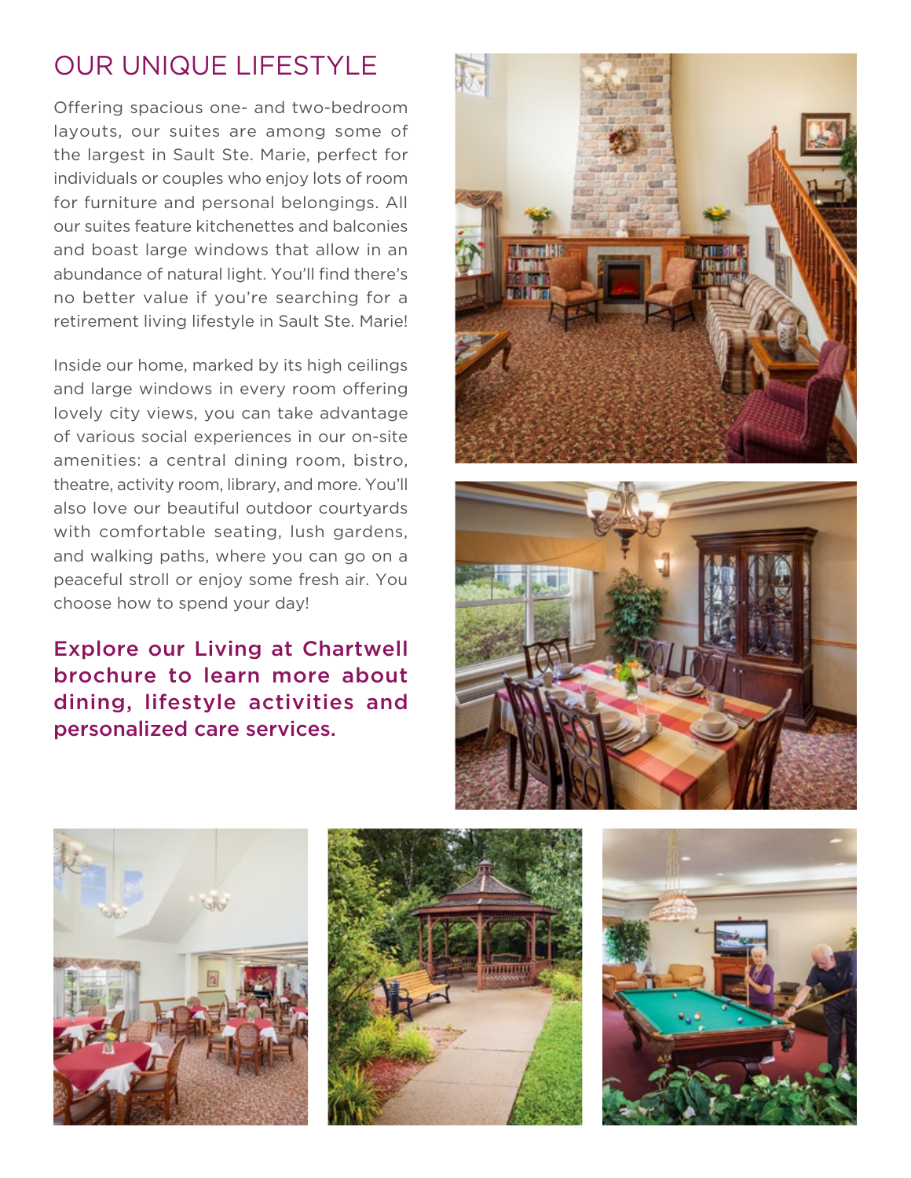# OUR UNIQUE LIFESTYLE

Offering spacious one- and two-bedroom layouts, our suites are among some of the largest in Sault Ste. Marie, perfect for individuals or couples who enjoy lots of room for furniture and personal belongings. All our suites feature kitchenettes and balconies and boast large windows that allow in an abundance of natural light. You'll find there's no better value if you're searching for a retirement living lifestyle in Sault Ste. Marie!

Inside our home, marked by its high ceilings and large windows in every room offering lovely city views, you can take advantage of various social experiences in our on-site amenities: a central dining room, bistro, theatre, activity room, library, and more. You'll also love our beautiful outdoor courtyards with comfortable seating, lush gardens, and walking paths, where you can go on a peaceful stroll or enjoy some fresh air. You choose how to spend your day!

**Explore our Living at Chartwell brochure to learn more about dining, lifestyle activities and personalized care services.**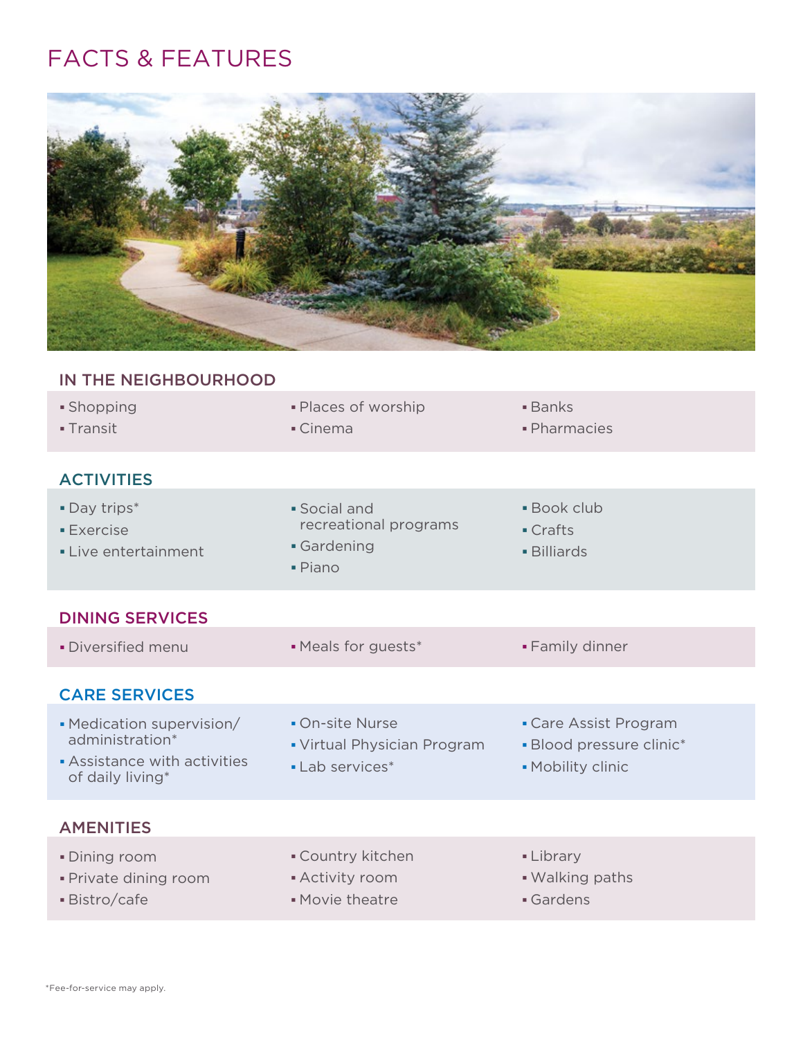# FACTS & FEATURES

## IN THE NEIGHBOURHOOD

- Shopping
- Transit
- Places of worship
- Cinema
- Banks
- Pharmacies

## ACTIVITIES

- Day trips*
- Exercise
- Live entertainment
- Social and recreational programs
- Gardening
- Piano
- Book club
- Crafts
- Billiards

## DINING SERVICES

- Diversified menu
- Meals for guests*
- Family dinner

## CARE SERVICES

- Medication supervision/ administration*
- Assistance with activities of daily living*
- On-site Nurse
- Virtual Physician Program
- Lab services*
- Care Assist Program
- Blood pressure clinic*
- Mobility clinic

## AMENITIES

- Dining room
- Private dining room
- Bistro/cafe
- Country kitchen
- Activity room
- Movie theatre
- Library
- Walking paths
- Gardens

*Fee-for-service may apply.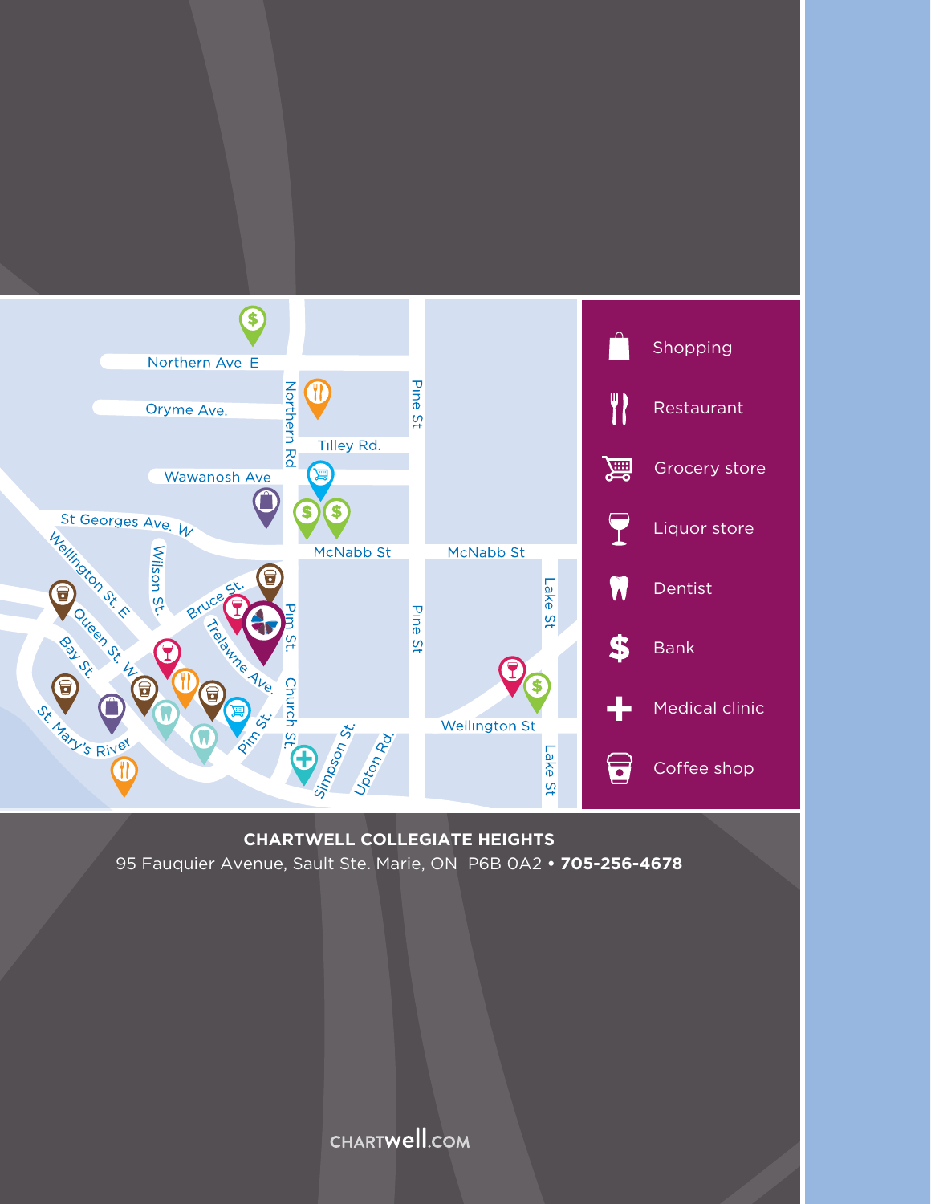Northern Ave E
Oryme Ave.
Northern Rd
Tilley Rd.
Pine St
Wawanosh Ave
St Georges Ave. W
McNabb St
McNabb St
Wellington St. E
Wilson St.
Bruce St.
Queen St. W
Trelawne Ave.
Pim St.
Bay St.
Church St.
Pine St
Lake St
St. Mary's River
Pim St.
Simpson St.
Upton Rd.
Wellington St
Lake St

Shopping

Restaurant

Grocery store

Liquor store

Dentist

Bank

Medical clinic

Coffee shop

**CHARTWELL COLLEGIATE HEIGHTS**

95 Fauquier Avenue, Sault Ste. Marie, ON P6B 0A2 • **705-256-4678**

CHARTWELL.COM